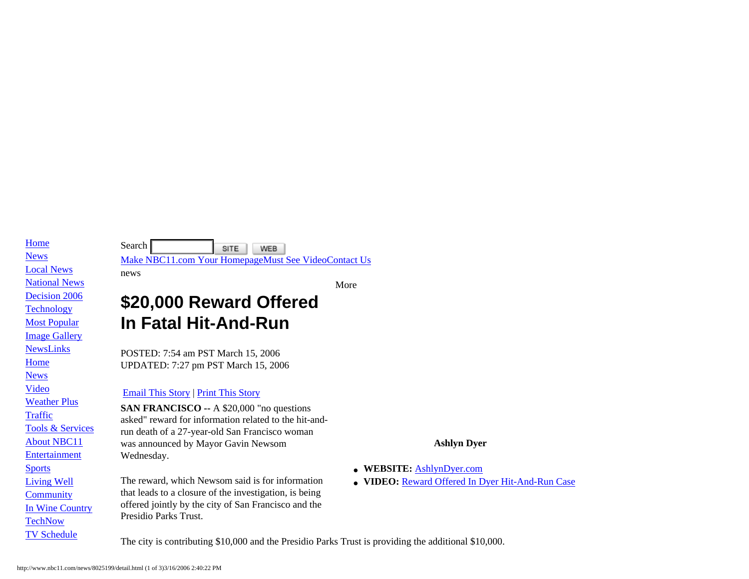Home
News
Local News
National News
Decision 2006
Technology
Most Popular
Image Gallery
NewsLinks
Home
News
Video
Weather Plus
Traffic
Tools & Services
About NBC11
Entertainment
Sports
Living Well
Community
In Wine Country
TechNow
TV Schedule

Search SITE WEB

Make NBC11.com Your Homepage Must See Video Contact Us

news

More

# $20,000 Reward Offered In Fatal Hit-And-Run

POSTED: 7:54 am PST March 15, 2006
UPDATED: 7:27 pm PST March 15, 2006

Email This Story | Print This Story

**SAN FRANCISCO --** A $20,000 "no questions asked" reward for information related to the hit-and-run death of a 27-year-old San Francisco woman was announced by Mayor Gavin Newsom Wednesday.

The reward, which Newsom said is for information that leads to a closure of the investigation, is being offered jointly by the city of San Francisco and the Presidio Parks Trust.

**Ashlyn Dyer**

- **WEBSITE:** AshlynDyer.com
- **VIDEO:** Reward Offered In Dyer Hit-And-Run Case

The city is contributing $10,000 and the Presidio Parks Trust is providing the additional $10,000.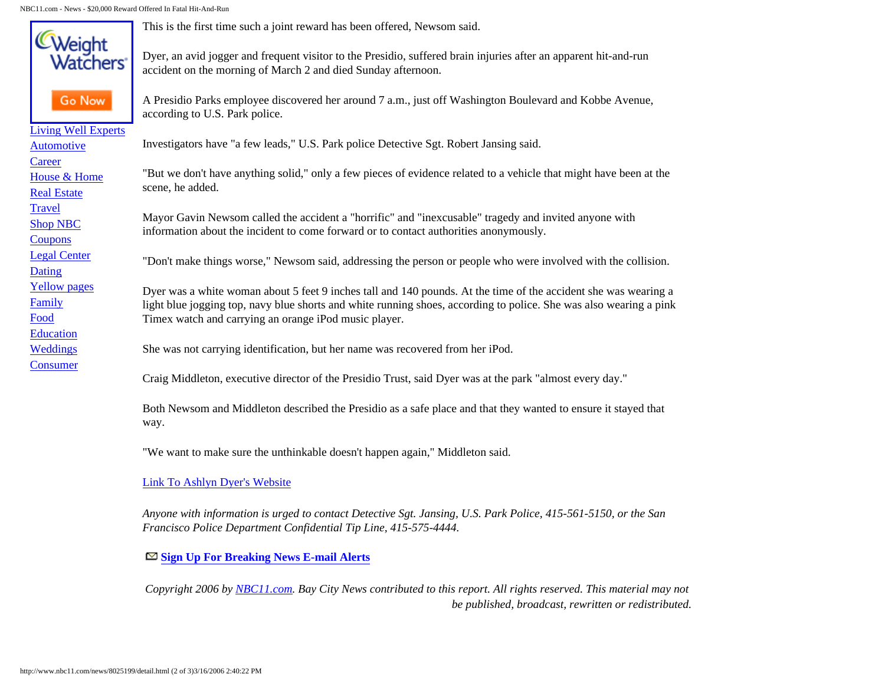This is the first time such a joint reward has been offered, Newsom said.

Dyer, an avid jogger and frequent visitor to the Presidio, suffered brain injuries after an apparent hit-and-run accident on the morning of March 2 and died Sunday afternoon.

A Presidio Parks employee discovered her around 7 a.m., just off Washington Boulevard and Kobbe Avenue, according to U.S. Park police.

Investigators have "a few leads," U.S. Park police Detective Sgt. Robert Jansing said.

"But we don't have anything solid," only a few pieces of evidence related to a vehicle that might have been at the scene, he added.

Mayor Gavin Newsom called the accident a "horrific" and "inexcusable" tragedy and invited anyone with information about the incident to come forward or to contact authorities anonymously.

"Don't make things worse," Newsom said, addressing the person or people who were involved with the collision.

Dyer was a white woman about 5 feet 9 inches tall and 140 pounds. At the time of the accident she was wearing a light blue jogging top, navy blue shorts and white running shoes, according to police. She was also wearing a pink Timex watch and carrying an orange iPod music player.

She was not carrying identification, but her name was recovered from her iPod.

Craig Middleton, executive director of the Presidio Trust, said Dyer was at the park "almost every day."

Both Newsom and Middleton described the Presidio as a safe place and that they wanted to ensure it stayed that way.

"We want to make sure the unthinkable doesn't happen again," Middleton said.

Link To Ashlyn Dyer's Website

*Anyone with information is urged to contact Detective Sgt. Jansing, U.S. Park Police, 415-561-5150, or the San Francisco Police Department Confidential Tip Line, 415-575-4444.*

**Sign Up For Breaking News E-mail Alerts**

*Copyright 2006 by NBC11.com. Bay City News contributed to this report. All rights reserved. This material may not be published, broadcast, rewritten or redistributed.*